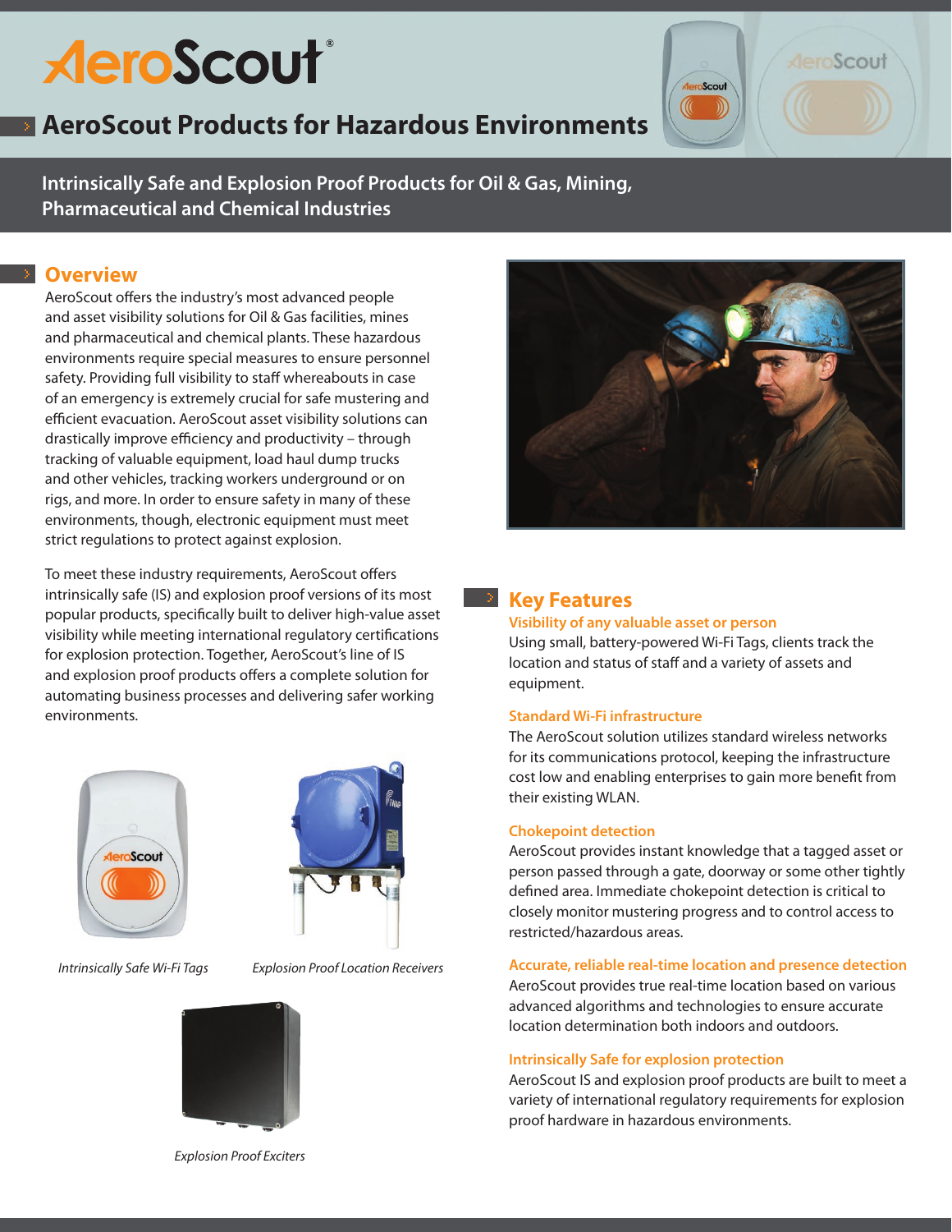# AeroScout Products for Hazardous Environments

**Intrinsically Safe and Explosion Proof Products for Oil & Gas, Mining, Pharmaceutical and Chemical Industries**

## Overview

AeroScout offers the industry's most advanced people and asset visibility solutions for Oil & Gas facilities, mines and pharmaceutical and chemical plants. These hazardous environments require special measures to ensure personnel safety. Providing full visibility to staff whereabouts in case of an emergency is extremely crucial for safe mustering and efficient evacuation. AeroScout asset visibility solutions can drastically improve efficiency and productivity – through tracking of valuable equipment, load haul dump trucks and other vehicles, tracking workers underground or on rigs, and more. In order to ensure safety in many of these environments, though, electronic equipment must meet strict regulations to protect against explosion.

To meet these industry requirements, AeroScout offers intrinsically safe (IS) and explosion proof versions of its most popular products, specifically built to deliver high-value asset visibility while meeting international regulatory certifications for explosion protection. Together, AeroScout's line of IS and explosion proof products offers a complete solution for automating business processes and delivering safer working environments.

*Intrinsically Safe Wi-Fi Tags*

*Explosion Proof Location Receivers*

*Explosion Proof Exciters*

## Key Features

### Visibility of any valuable asset or person

Using small, battery-powered Wi-Fi Tags, clients track the location and status of staff and a variety of assets and equipment.

### Standard Wi-Fi infrastructure

The AeroScout solution utilizes standard wireless networks for its communications protocol, keeping the infrastructure cost low and enabling enterprises to gain more benefit from their existing WLAN.

### Chokepoint detection

AeroScout provides instant knowledge that a tagged asset or person passed through a gate, doorway or some other tightly defined area. Immediate chokepoint detection is critical to closely monitor mustering progress and to control access to restricted/hazardous areas.

### Accurate, reliable real-time location and presence detection

AeroScout provides true real-time location based on various advanced algorithms and technologies to ensure accurate location determination both indoors and outdoors.

### Intrinsically Safe for explosion protection

AeroScout IS and explosion proof products are built to meet a variety of international regulatory requirements for explosion proof hardware in hazardous environments.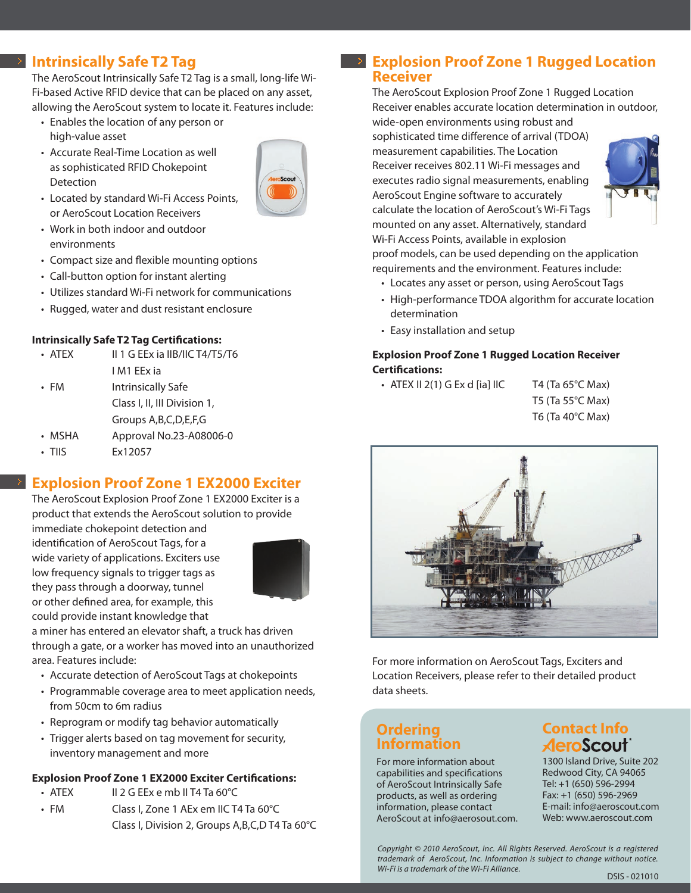## Intrinsically Safe T2 Tag

The AeroScout Intrinsically Safe T2 Tag is a small, long-life Wi-Fi-based Active RFID device that can be placed on any asset, allowing the AeroScout system to locate it. Features include:

- Enables the location of any person or high-value asset
- Accurate Real-Time Location as well as sophisticated RFID Chokepoint Detection
- Located by standard Wi-Fi Access Points, or AeroScout Location Receivers
- Work in both indoor and outdoor environments
- Compact size and flexible mounting options
- Call-button option for instant alerting
- Utilizes standard Wi-Fi network for communications
- Rugged, water and dust resistant enclosure

**Intrinsically Safe T2 Tag Certifications:**

| | |
|---|---|
| • ATEX | II 1 G EEx ia IIB/IIC T4/T5/T6<br>I M1 EEx ia |
| • FM | Intrinsically Safe<br>Class I, II, III Division 1,<br>Groups A,B,C,D,E,F,G |
| • MSHA | Approval No.23-A08006-0 |
| • TIIS | Ex12057 |

## Explosion Proof Zone 1 EX2000 Exciter

The AeroScout Explosion Proof Zone 1 EX2000 Exciter is a product that extends the AeroScout solution to provide immediate chokepoint detection and identification of AeroScout Tags, for a wide variety of applications. Exciters use low frequency signals to trigger tags as they pass through a doorway, tunnel or other defined area, for example, this could provide instant knowledge that a miner has entered an elevator shaft, a truck has driven through a gate, or a worker has moved into an unauthorized area. Features include:

- Accurate detection of AeroScout Tags at chokepoints
- Programmable coverage area to meet application needs, from 50cm to 6m radius
- Reprogram or modify tag behavior automatically
- Trigger alerts based on tag movement for security, inventory management and more

**Explosion Proof Zone 1 EX2000 Exciter Certifications:**

| | |
|---|---|
| • ATEX | II 2 G EEx e mb II T4 Ta 60°C |
| • FM | Class I, Zone 1 AEx em IIC T4 Ta 60°C<br>Class I, Division 2, Groups A,B,C,D T4 Ta 60°C |

## Explosion Proof Zone 1 Rugged Location Receiver

The AeroScout Explosion Proof Zone 1 Rugged Location Receiver enables accurate location determination in outdoor, wide-open environments using robust and sophisticated time difference of arrival (TDOA) measurement capabilities. The Location Receiver receives 802.11 Wi-Fi messages and executes radio signal measurements, enabling AeroScout Engine software to accurately calculate the location of AeroScout's Wi-Fi Tags mounted on any asset. Alternatively, standard Wi-Fi Access Points, available in explosion proof models, can be used depending on the application requirements and the environment. Features include:

- Locates any asset or person, using AeroScout Tags
- High-performance TDOA algorithm for accurate location determination
- Easy installation and setup

**Explosion Proof Zone 1 Rugged Location Receiver Certifications:**

| | |
|---|---|
| • ATEX II 2(1) G Ex d [ia] IIC | T4 (Ta 65°C Max)<br>T5 (Ta 55°C Max)<br>T6 (Ta 40°C Max) |

For more information on AeroScout Tags, Exciters and Location Receivers, please refer to their detailed product data sheets.

## Ordering Information

For more information about capabilities and specifications of AeroScout Intrinsically Safe products, as well as ordering information, please contact AeroScout at info@aerosout.com.

## Contact Info

AeroScout

1300 Island Drive, Suite 202
Redwood City, CA 94065
Tel: +1 (650) 596-2994
Fax: +1 (650) 596-2969
E-mail: info@aeroscout.com
Web: www.aeroscout.com

*Copyright © 2010 AeroScout, Inc. All Rights Reserved. AeroScout is a registered trademark of AeroScout, Inc. Information is subject to change without notice. Wi-Fi is a trademark of the Wi-Fi Alliance.*

DSIS - 021010